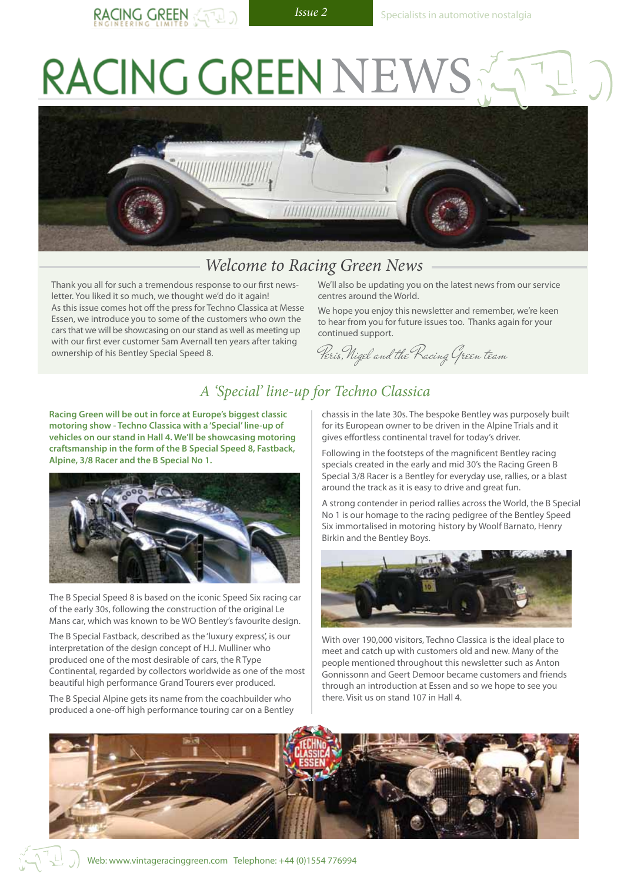RACING GREEN ENGINEERING LIMITED | Issue 2 | Specialists in automotive nostalgia

# RACING GREEN NEWS

## Welcome to Racing Green News

Thank you all for such a tremendous response to our first newsletter. You liked it so much, we thought we'd do it again!
As this issue comes hot off the press for Techno Classica at Messe Essen, we introduce you to some of the customers who own the cars that we will be showcasing on our stand as well as meeting up with our first ever customer Sam Avernall ten years after taking ownership of his Bentley Special Speed 8.

We'll also be updating you on the latest news from our service centres around the World.

We hope you enjoy this newsletter and remember, we're keen to hear from you for future issues too. Thanks again for your continued support.

*Peris, Nigel and the Racing Green team*

## A 'Special' line-up for Techno Classica

**Racing Green will be out in force at Europe's biggest classic motoring show - Techno Classica with a 'Special' line-up of vehicles on our stand in Hall 4. We'll be showcasing motoring craftsmanship in the form of the B Special Speed 8, Fastback, Alpine, 3/8 Racer and the B Special No 1.**

The B Special Speed 8 is based on the iconic Speed Six racing car of the early 30s, following the construction of the original Le Mans car, which was known to be WO Bentley's favourite design.

The B Special Fastback, described as the 'luxury express', is our interpretation of the design concept of H.J. Mulliner who produced one of the most desirable of cars, the R Type Continental, regarded by collectors worldwide as one of the most beautiful high performance Grand Tourers ever produced.

The B Special Alpine gets its name from the coachbuilder who produced a one-off high performance touring car on a Bentley chassis in the late 30s. The bespoke Bentley was purposely built for its European owner to be driven in the Alpine Trials and it gives effortless continental travel for today's driver.

Following in the footsteps of the magnificent Bentley racing specials created in the early and mid 30's the Racing Green B Special 3/8 Racer is a Bentley for everyday use, rallies, or a blast around the track as it is easy to drive and great fun.

A strong contender in period rallies across the World, the B Special No 1 is our homage to the racing pedigree of the Bentley Speed Six immortalised in motoring history by Woolf Barnato, Henry Birkin and the Bentley Boys.

With over 190,000 visitors, Techno Classica is the ideal place to meet and catch up with customers old and new. Many of the people mentioned throughout this newsletter such as Anton Gonnissonn and Geert Demoor became customers and friends through an introduction at Essen and so we hope to see you there. Visit us on stand 107 in Hall 4.

Web: www.vintageracinggreen.com Telephone: +44 (0)1554 776994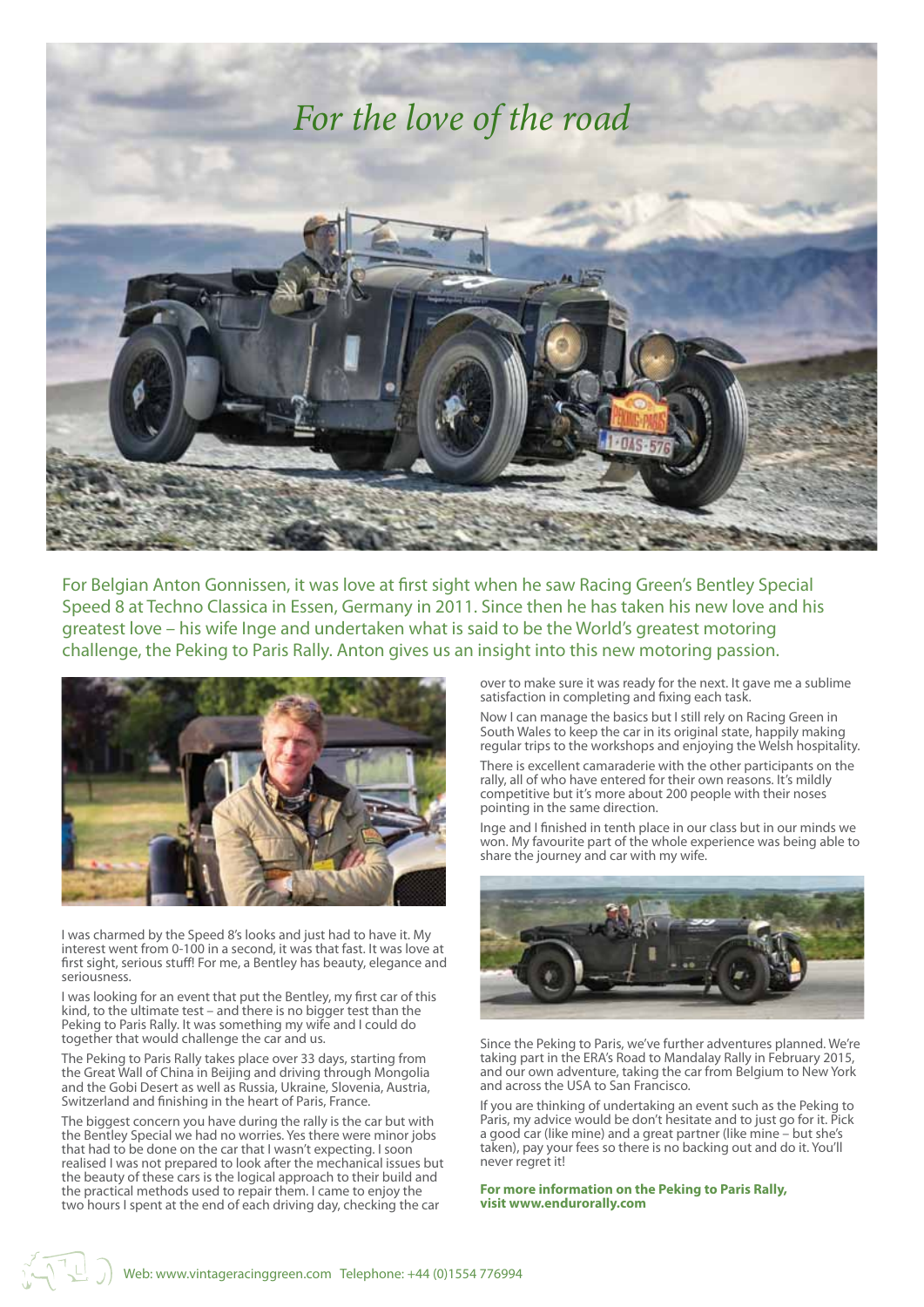# For the love of the road

For Belgian Anton Gonnissen, it was love at first sight when he saw Racing Green's Bentley Special Speed 8 at Techno Classica in Essen, Germany in 2011. Since then he has taken his new love and his greatest love – his wife Inge and undertaken what is said to be the World's greatest motoring challenge, the Peking to Paris Rally. Anton gives us an insight into this new motoring passion.

I was charmed by the Speed 8's looks and just had to have it. My interest went from 0-100 in a second, it was that fast. It was love at first sight, serious stuff! For me, a Bentley has beauty, elegance and seriousness.

I was looking for an event that put the Bentley, my first car of this kind, to the ultimate test – and there is no bigger test than the Peking to Paris Rally. It was something my wife and I could do together that would challenge the car and us.

The Peking to Paris Rally takes place over 33 days, starting from the Great Wall of China in Beijing and driving through Mongolia and the Gobi Desert as well as Russia, Ukraine, Slovenia, Austria, Switzerland and finishing in the heart of Paris, France.

The biggest concern you have during the rally is the car but with the Bentley Special we had no worries. Yes there were minor jobs that had to be done on the car that I wasn't expecting. I soon realised I was not prepared to look after the mechanical issues but the beauty of these cars is the logical approach to their build and the practical methods used to repair them. I came to enjoy the two hours I spent at the end of each driving day, checking the car over to make sure it was ready for the next. It gave me a sublime satisfaction in completing and fixing each task.

Now I can manage the basics but I still rely on Racing Green in South Wales to keep the car in its original state, happily making regular trips to the workshops and enjoying the Welsh hospitality.

There is excellent camaraderie with the other participants on the rally, all of who have entered for their own reasons. It's mildly competitive but it's more about 200 people with their noses pointing in the same direction.

Inge and I finished in tenth place in our class but in our minds we won. My favourite part of the whole experience was being able to share the journey and car with my wife.

Since the Peking to Paris, we've further adventures planned. We're taking part in the ERA's Road to Mandalay Rally in February 2015, and our own adventure, taking the car from Belgium to New York and across the USA to San Francisco.

If you are thinking of undertaking an event such as the Peking to Paris, my advice would be don't hesitate and to just go for it. Pick a good car (like mine) and a great partner (like mine – but she's taken), pay your fees so there is no backing out and do it. You'll never regret it!

**For more information on the Peking to Paris Rally, visit www.endurorally.com**

Web: www.vintageracinggreen.com Telephone: +44 (0)1554 776994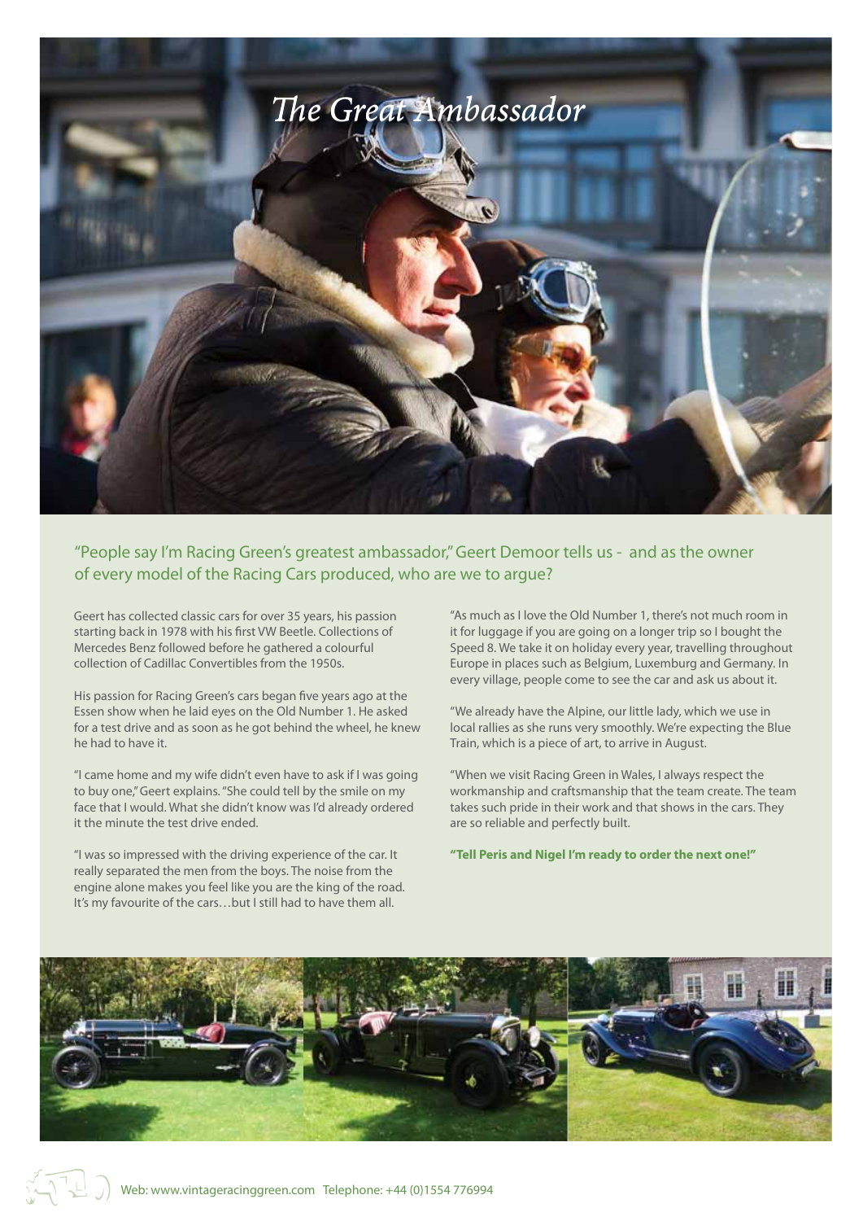# The Great Ambassador

"People say I'm Racing Green's greatest ambassador," Geert Demoor tells us - and as the owner of every model of the Racing Cars produced, who are we to argue?

Geert has collected classic cars for over 35 years, his passion starting back in 1978 with his first VW Beetle. Collections of Mercedes Benz followed before he gathered a colourful collection of Cadillac Convertibles from the 1950s.

His passion for Racing Green's cars began five years ago at the Essen show when he laid eyes on the Old Number 1. He asked for a test drive and as soon as he got behind the wheel, he knew he had to have it.

"I came home and my wife didn't even have to ask if I was going to buy one," Geert explains. "She could tell by the smile on my face that I would. What she didn't know was I'd already ordered it the minute the test drive ended.

"I was so impressed with the driving experience of the car. It really separated the men from the boys. The noise from the engine alone makes you feel like you are the king of the road. It's my favourite of the cars…but I still had to have them all.

"As much as I love the Old Number 1, there's not much room in it for luggage if you are going on a longer trip so I bought the Speed 8. We take it on holiday every year, travelling throughout Europe in places such as Belgium, Luxemburg and Germany. In every village, people come to see the car and ask us about it.

"We already have the Alpine, our little lady, which we use in local rallies as she runs very smoothly. We're expecting the Blue Train, which is a piece of art, to arrive in August.

"When we visit Racing Green in Wales, I always respect the workmanship and craftsmanship that the team create. The team takes such pride in their work and that shows in the cars. They are so reliable and perfectly built.

**"Tell Peris and Nigel I'm ready to order the next one!"**

Web: www.vintageracinggreen.com Telephone: +44 (0)1554 776994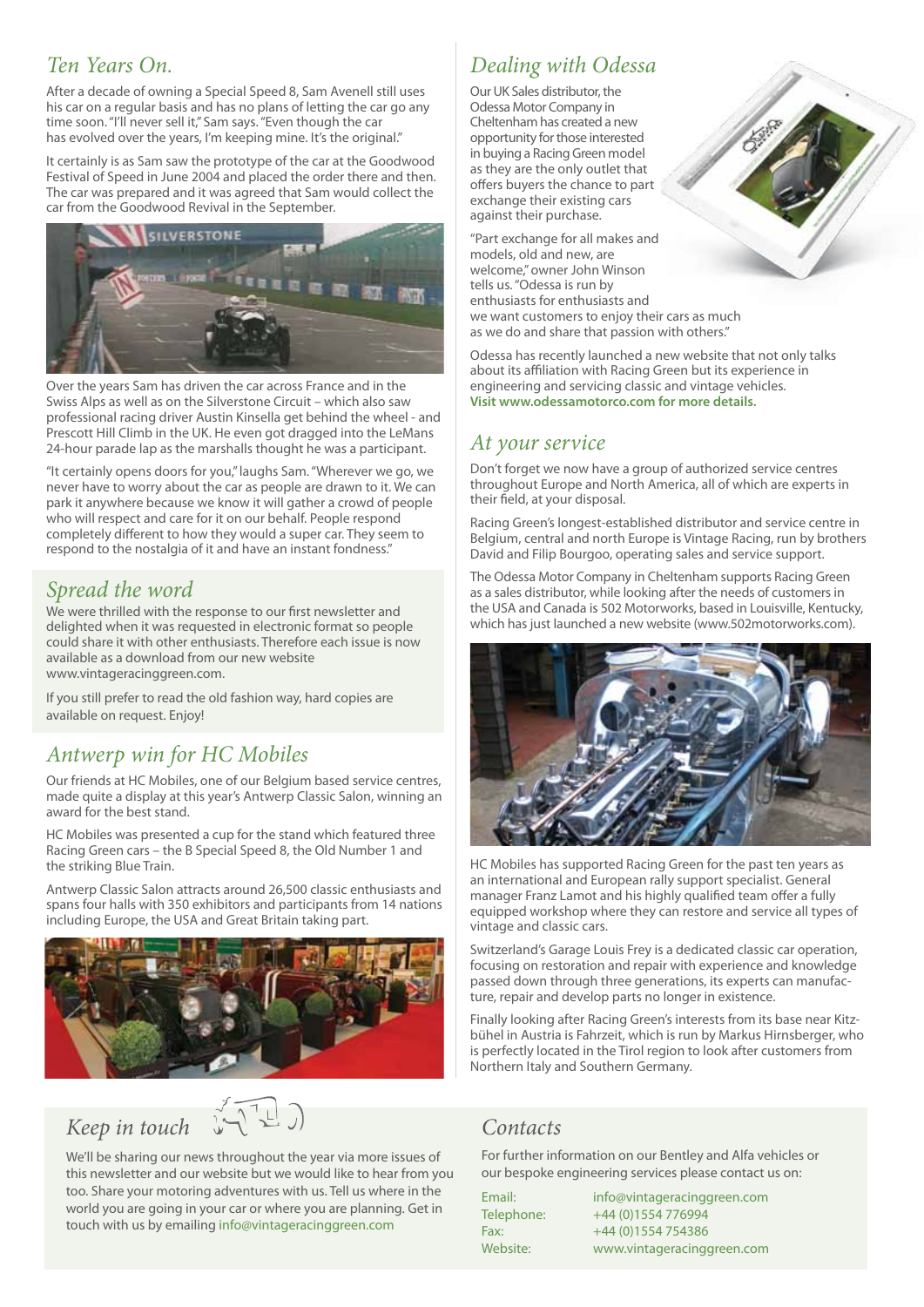## Ten Years On.

After a decade of owning a Special Speed 8, Sam Avenell still uses his car on a regular basis and has no plans of letting the car go any time soon. "I'll never sell it," Sam says. "Even though the car has evolved over the years, I'm keeping mine. It's the original."

It certainly is as Sam saw the prototype of the car at the Goodwood Festival of Speed in June 2004 and placed the order there and then. The car was prepared and it was agreed that Sam would collect the car from the Goodwood Revival in the September.

Over the years Sam has driven the car across France and in the Swiss Alps as well as on the Silverstone Circuit – which also saw professional racing driver Austin Kinsella get behind the wheel - and Prescott Hill Climb in the UK. He even got dragged into the LeMans 24-hour parade lap as the marshalls thought he was a participant.

"It certainly opens doors for you," laughs Sam. "Wherever we go, we never have to worry about the car as people are drawn to it. We can park it anywhere because we know it will gather a crowd of people who will respect and care for it on our behalf. People respond completely different to how they would a super car. They seem to respond to the nostalgia of it and have an instant fondness."

## Spread the word

We were thrilled with the response to our first newsletter and delighted when it was requested in electronic format so people could share it with other enthusiasts. Therefore each issue is now available as a download from our new website www.vintageracinggreen.com.

If you still prefer to read the old fashion way, hard copies are available on request. Enjoy!

## Antwerp win for HC Mobiles

Our friends at HC Mobiles, one of our Belgium based service centres, made quite a display at this year's Antwerp Classic Salon, winning an award for the best stand.

HC Mobiles was presented a cup for the stand which featured three Racing Green cars – the B Special Speed 8, the Old Number 1 and the striking Blue Train.

Antwerp Classic Salon attracts around 26,500 classic enthusiasts and spans four halls with 350 exhibitors and participants from 14 nations including Europe, the USA and Great Britain taking part.

## Dealing with Odessa

Our UK Sales distributor, the Odessa Motor Company in Cheltenham has created a new opportunity for those interested in buying a Racing Green model as they are the only outlet that offers buyers the chance to part exchange their existing cars against their purchase.

"Part exchange for all makes and models, old and new, are welcome," owner John Winson tells us. "Odessa is run by enthusiasts for enthusiasts and we want customers to enjoy their cars as much as we do and share that passion with others."

Odessa has recently launched a new website that not only talks about its affiliation with Racing Green but its experience in engineering and servicing classic and vintage vehicles. **Visit www.odessamotorco.com for more details.**

## At your service

Don't forget we now have a group of authorized service centres throughout Europe and North America, all of which are experts in their field, at your disposal.

Racing Green's longest-established distributor and service centre in Belgium, central and north Europe is Vintage Racing, run by brothers David and Filip Bourgoo, operating sales and service support.

The Odessa Motor Company in Cheltenham supports Racing Green as a sales distributor, while looking after the needs of customers in the USA and Canada is 502 Motorworks, based in Louisville, Kentucky, which has just launched a new website (www.502motorworks.com).

HC Mobiles has supported Racing Green for the past ten years as an international and European rally support specialist. General manager Franz Lamot and his highly qualified team offer a fully equipped workshop where they can restore and service all types of vintage and classic cars.

Switzerland's Garage Louis Frey is a dedicated classic car operation, focusing on restoration and repair with experience and knowledge passed down through three generations, its experts can manufacture, repair and develop parts no longer in existence.

Finally looking after Racing Green's interests from its base near Kitzbühel in Austria is Fahrzeit, which is run by Markus Hirnsberger, who is perfectly located in the Tirol region to look after customers from Northern Italy and Southern Germany.

## Keep in touch

We'll be sharing our news throughout the year via more issues of this newsletter and our website but we would like to hear from you too. Share your motoring adventures with us. Tell us where in the world you are going in your car or where you are planning. Get in touch with us by emailing info@vintageracinggreen.com

## Contacts

For further information on our Bentley and Alfa vehicles or our bespoke engineering services please contact us on:

| | |
|---|---|
| Email: | info@vintageracinggreen.com |
| Telephone: | +44 (0)1554 776994 |
| Fax: | +44 (0)1554 754386 |
| Website: | www.vintageracinggreen.com |